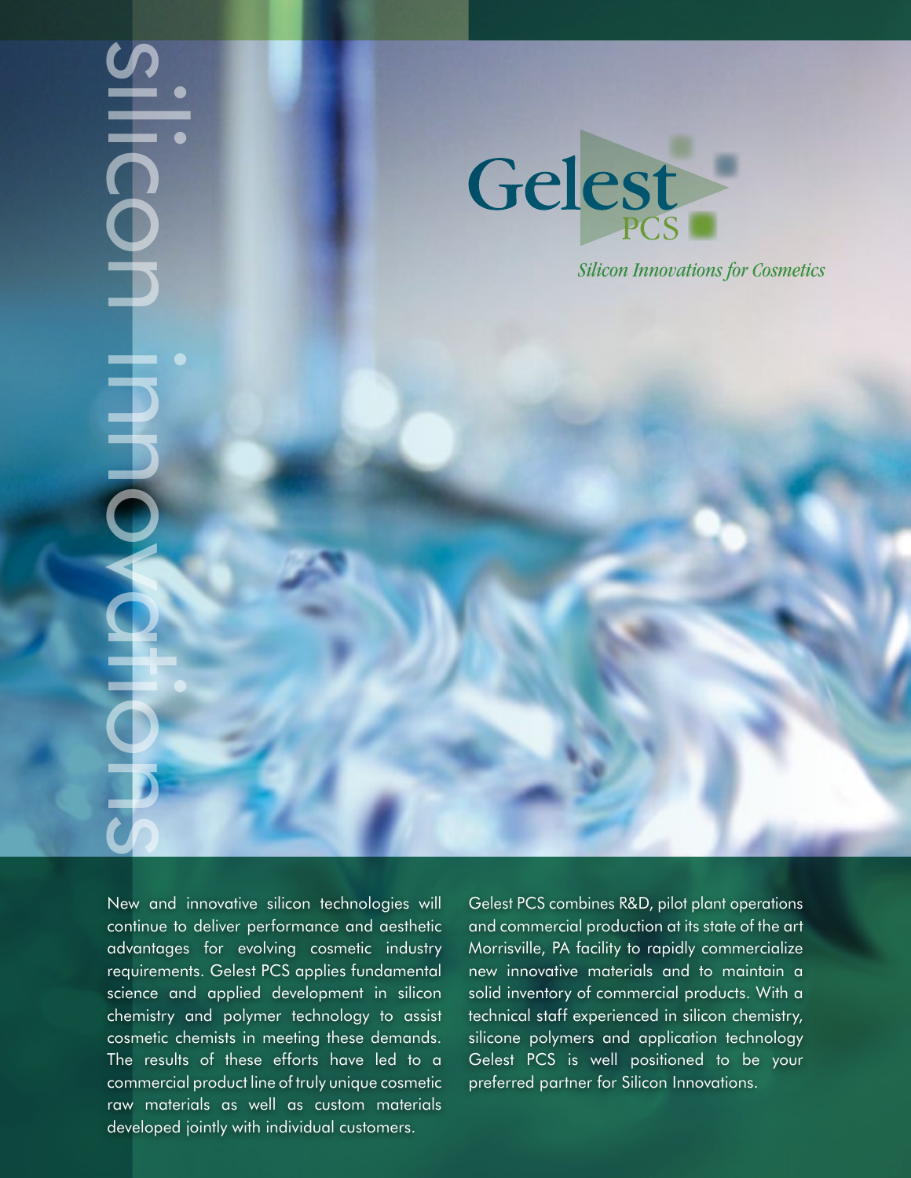# silicon innovations

Gelest PCS

*Silicon Innovations for Cosmetics*

New and innovative silicon technologies will continue to deliver performance and aesthetic advantages for evolving cosmetic industry requirements. Gelest PCS applies fundamental science and applied development in silicon chemistry and polymer technology to assist cosmetic chemists in meeting these demands. The results of these efforts have led to a commercial product line of truly unique cosmetic raw materials as well as custom materials developed jointly with individual customers.

Gelest PCS combines R&D, pilot plant operations and commercial production at its state of the art Morrisville, PA facility to rapidly commercialize new innovative materials and to maintain a solid inventory of commercial products. With a technical staff experienced in silicon chemistry, silicone polymers and application technology Gelest PCS is well positioned to be your preferred partner for Silicon Innovations.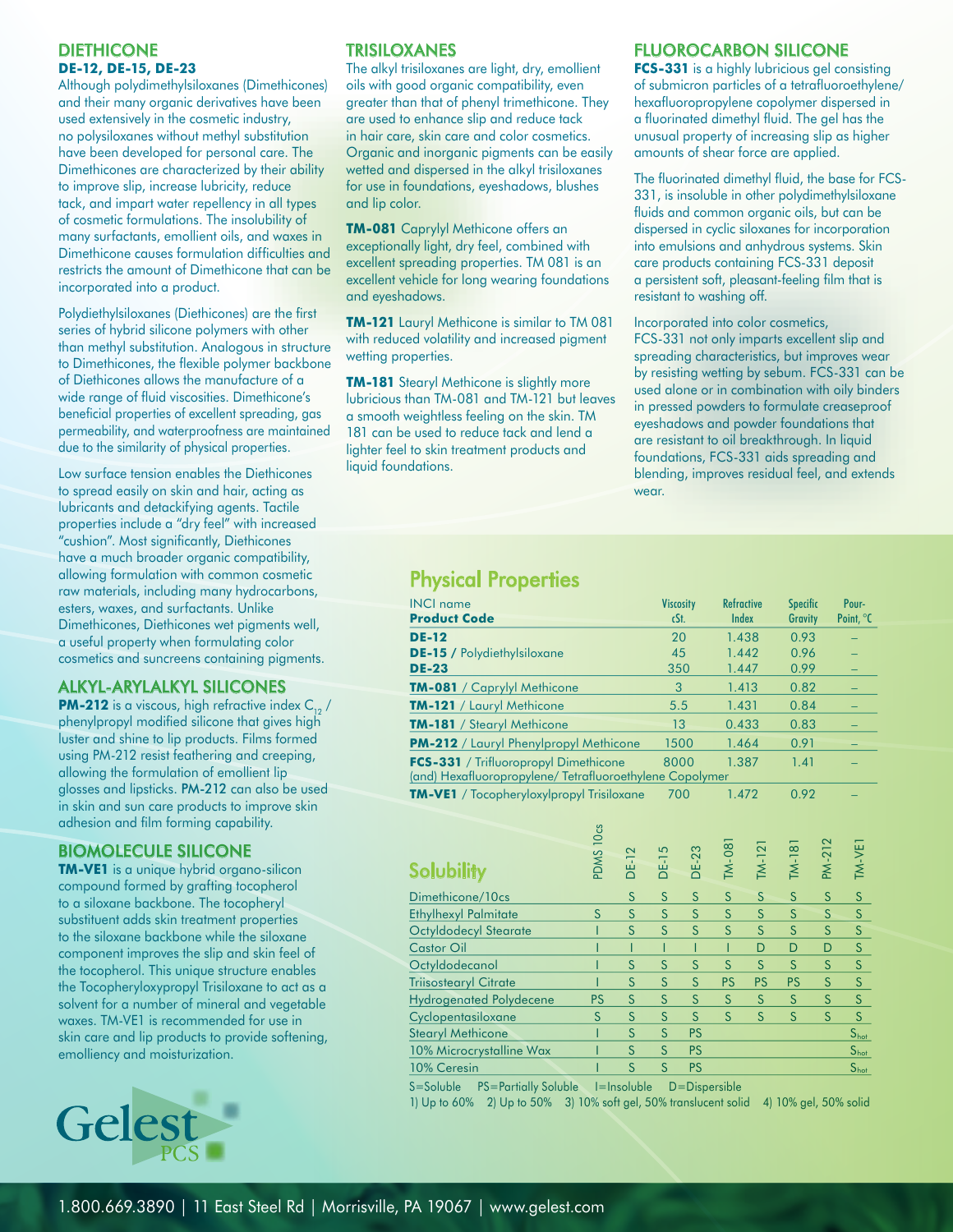## DIETHICONE

**DE-12, DE-15, DE-23**

Although polydimethylsiloxanes (Dimethicones) and their many organic derivatives have been used extensively in the cosmetic industry, no polysiloxanes without methyl substitution have been developed for personal care. The Dimethicones are characterized by their ability to improve slip, increase lubricity, reduce tack, and impart water repellency in all types of cosmetic formulations. The insolubility of many surfactants, emollient oils, and waxes in Dimethicone causes formulation difficulties and restricts the amount of Dimethicone that can be incorporated into a product.

Polydiethylsiloxanes (Diethicones) are the first series of hybrid silicone polymers with other than methyl substitution. Analogous in structure to Dimethicones, the flexible polymer backbone of Diethicones allows the manufacture of a wide range of fluid viscosities. Dimethicone's beneficial properties of excellent spreading, gas permeability, and waterproofness are maintained due to the similarity of physical properties.

Low surface tension enables the Diethicones to spread easily on skin and hair, acting as lubricants and detackifying agents. Tactile properties include a "dry feel" with increased "cushion". Most significantly, Diethicones have a much broader organic compatibility, allowing formulation with common cosmetic raw materials, including many hydrocarbons, esters, waxes, and surfactants. Unlike Dimethicones, Diethicones wet pigments well, a useful property when formulating color cosmetics and suncreens containing pigments.

## ALKYL-ARYLALKYL SILICONES

**PM-212** is a viscous, high refractive index $C_{12}$ / phenylpropyl modified silicone that gives high luster and shine to lip products. Films formed using PM-212 resist feathering and creeping, allowing the formulation of emollient lip glosses and lipsticks. **PM-212** can also be used in skin and sun care products to improve skin adhesion and film forming capability.

## BIOMOLECULE SILICONE

**TM-VE1** is a unique hybrid organo-silicon compound formed by grafting tocopherol to a siloxane backbone. The tocopheryl substituent adds skin treatment properties to the siloxane backbone while the siloxane component improves the slip and skin feel of the tocopherol. This unique structure enables the Tocopheryloxypropyl Trisiloxane to act as a solvent for a number of mineral and vegetable waxes. TM-VE1 is recommended for use in skin care and lip products to provide softening, emolliency and moisturization.

## TRISILOXANES

The alkyl trisiloxanes are light, dry, emollient oils with good organic compatibility, even greater than that of phenyl trimethicone. They are used to enhance slip and reduce tack in hair care, skin care and color cosmetics. Organic and inorganic pigments can be easily wetted and dispersed in the alkyl trisiloxanes for use in foundations, eyeshadows, blushes and lip color.

**TM-081** Caprylyl Methicone offers an exceptionally light, dry feel, combined with excellent spreading properties. TM 081 is an excellent vehicle for long wearing foundations and eyeshadows.

**TM-121** Lauryl Methicone is similar to TM 081 with reduced volatility and increased pigment wetting properties.

**TM-181** Stearyl Methicone is slightly more lubricious than TM-081 and TM-121 but leaves a smooth weightless feeling on the skin. TM 181 can be used to reduce tack and lend a lighter feel to skin treatment products and liquid foundations.

## FLUOROCARBON SILICONE

**FCS-331** is a highly lubricious gel consisting of submicron particles of a tetrafluoroethylene/hexafluoropropylene copolymer dispersed in a fluorinated dimethyl fluid. The gel has the unusual property of increasing slip as higher amounts of shear force are applied.

The fluorinated dimethyl fluid, the base for FCS-331, is insoluble in other polydimethylsiloxane fluids and common organic oils, but can be dispersed in cyclic siloxanes for incorporation into emulsions and anhydrous systems. Skin care products containing FCS-331 deposit a persistent soft, pleasant-feeling film that is resistant to washing off.

Incorporated into color cosmetics, FCS-331 not only imparts excellent slip and spreading characteristics, but improves wear by resisting wetting by sebum. FCS-331 can be used alone or in combination with oily binders in pressed powders to formulate creaseproof eyeshadows and powder foundations that are resistant to oil breakthrough. In liquid foundations, FCS-331 aids spreading and blending, improves residual feel, and extends wear.

## Physical Properties

| INCI name / **Product Code** | Viscosity cSt. | Refractive Index | Specific Gravity | Pour-Point, °C |
|---|---|---|---|---|
| **DE-12** | 20 | 1.438 | 0.93 | – |
| **DE-15 /** Polydiethylsiloxane | 45 | 1.442 | 0.96 | – |
| **DE-23** | 350 | 1.447 | 0.99 | – |
| **TM-081** / Caprylyl Methicone | 3 | 1.413 | 0.82 | – |
| **TM-121** / Lauryl Methicone | 5.5 | 1.431 | 0.84 | – |
| **TM-181** / Stearyl Methicone | 13 | 0.433 | 0.83 | – |
| **PM-212** / Lauryl Phenylpropyl Methicone | 1500 | 1.464 | 0.91 | – |
| **FCS-331** / Trifluoropropyl Dimethicone (and) Hexafluoropropylene/ Tetrafluoroethylene Copolymer | 8000 | 1.387 | 1.41 | – |
| **TM-VE1** / Tocopheryloxylpropyl Trisiloxane | 700 | 1.472 | 0.92 | – |

## Solubility

| | PDMS 10cs | DE-12 | DE-15 | DE-23 | TM-081 | TM-121 | TM-181 | PM-212 | TM-VE1 |
|---|---|---|---|---|---|---|---|---|---|
| Dimethicone/10cs | | S | S | S | S | S | S | S | S |
| Ethylhexyl Palmitate | S | S | S | S | S | S | S | S | S |
| Octyldodecyl Stearate | I | S | S | S | S | S | S | S | S |
| Castor Oil | I | I | I | I | I | D | D | D | S |
| Octyldodecanol | I | S | S | S | S | S | S | S | S |
| Triisostearyl Citrate | I | S | S | S | PS | PS | PS | S | S |
| Hydrogenated Polydecene | PS | S | S | S | S | S | S | S | S |
| Cyclopentasiloxane | S | S | S | S | S | S | S | S | S |
| Stearyl Methicone | I | S | S | PS | | | | | $S_{hot}$ |
| 10% Microcrystalline Wax | I | S | S | PS | | | | | $S_{hot}$ |
| 10% Ceresin | I | S | S | PS | | | | | $S_{hot}$ |

S=Soluble PS=Partially Soluble I=Insoluble D=Dispersible

1) Up to 60% 2) Up to 50% 3) 10% soft gel, 50% translucent solid 4) 10% gel, 50% solid